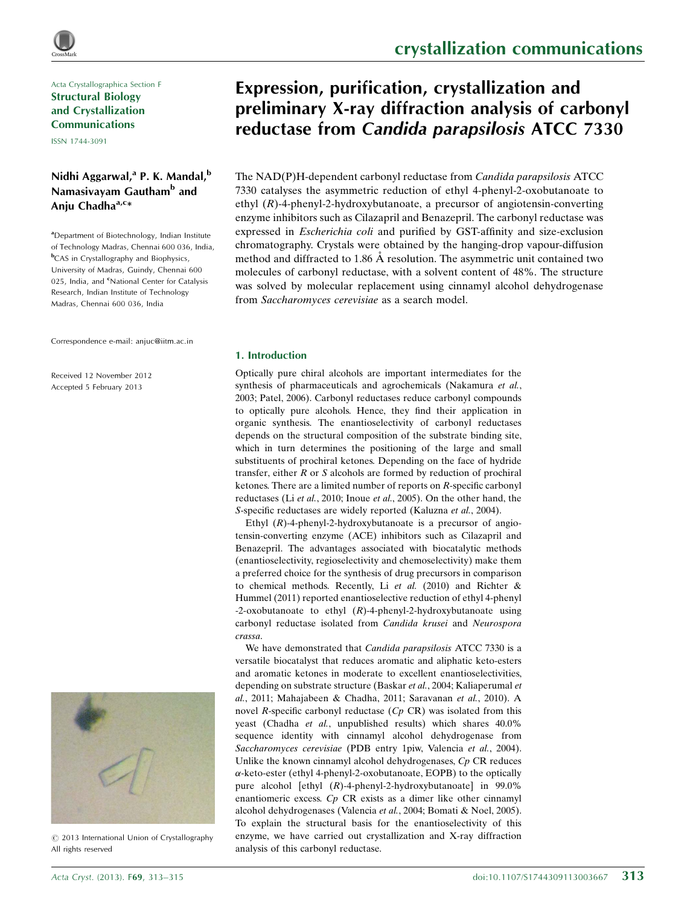Acta Crystallographica Section F
**Structural Biology and Crystallization Communications**

ISSN 1744-3091

**Nidhi Aggarwal,[a] P. K. Mandal,[b] Namasivayam Gautham[b] and Anju Chadha[a,c]***

[a]Department of Biotechnology, Indian Institute of Technology Madras, Chennai 600 036, India, [b]CAS in Crystallography and Biophysics, University of Madras, Guindy, Chennai 600 025, India, and [c]National Center for Catalysis Research, Indian Institute of Technology Madras, Chennai 600 036, India

Correspondence e-mail: anjuc@iitm.ac.in

Received 12 November 2012
Accepted 5 February 2013

© 2013 International Union of Crystallography
All rights reserved

# Expression, purification, crystallization and preliminary X-ray diffraction analysis of carbonyl reductase from *Candida parapsilosis* ATCC 7330

The NAD(P)H-dependent carbonyl reductase from *Candida parapsilosis* ATCC 7330 catalyses the asymmetric reduction of ethyl 4-phenyl-2-oxobutanoate to ethyl (*R*)-4-phenyl-2-hydroxybutanoate, a precursor of angiotensin-converting enzyme inhibitors such as Cilazapril and Benazepril. The carbonyl reductase was expressed in *Escherichia coli* and purified by GST-affinity and size-exclusion chromatography. Crystals were obtained by the hanging-drop vapour-diffusion method and diffracted to 1.86 Å resolution. The asymmetric unit contained two molecules of carbonyl reductase, with a solvent content of 48%. The structure was solved by molecular replacement using cinnamyl alcohol dehydrogenase from *Saccharomyces cerevisiae* as a search model.

## 1. Introduction

Optically pure chiral alcohols are important intermediates for the synthesis of pharmaceuticals and agrochemicals (Nakamura *et al.*, 2003; Patel, 2006). Carbonyl reductases reduce carbonyl compounds to optically pure alcohols. Hence, they find their application in organic synthesis. The enantioselectivity of carbonyl reductases depends on the structural composition of the substrate binding site, which in turn determines the positioning of the large and small substituents of prochiral ketones. Depending on the face of hydride transfer, either *R* or *S* alcohols are formed by reduction of prochiral ketones. There are a limited number of reports on *R*-specific carbonyl reductases (Li *et al.*, 2010; Inoue *et al.*, 2005). On the other hand, the *S*-specific reductases are widely reported (Kaluzna *et al.*, 2004).

Ethyl (*R*)-4-phenyl-2-hydroxybutanoate is a precursor of angiotensin-converting enzyme (ACE) inhibitors such as Cilazapril and Benazepril. The advantages associated with biocatalytic methods (enantioselectivity, regioselectivity and chemoselectivity) make them a preferred choice for the synthesis of drug precursors in comparison to chemical methods. Recently, Li *et al.* (2010) and Richter & Hummel (2011) reported enantioselective reduction of ethyl 4-phenyl-2-oxobutanoate to ethyl (*R*)-4-phenyl-2-hydroxybutanoate using carbonyl reductase isolated from *Candida krusei* and *Neurospora crassa*.

We have demonstrated that *Candida parapsilosis* ATCC 7330 is a versatile biocatalyst that reduces aromatic and aliphatic keto-esters and aromatic ketones in moderate to excellent enantioselectivities, depending on substrate structure (Baskar *et al.*, 2004; Kaliaperumal *et al.*, 2011; Mahajabeen & Chadha, 2011; Saravanan *et al.*, 2010). A novel *R*-specific carbonyl reductase (*Cp* CR) was isolated from this yeast (Chadha *et al.*, unpublished results) which shares 40.0% sequence identity with cinnamyl alcohol dehydrogenase from *Saccharomyces cerevisiae* (PDB entry 1piw, Valencia *et al.*, 2004). Unlike the known cinnamyl alcohol dehydrogenases, *Cp* CR reduces α-keto-ester (ethyl 4-phenyl-2-oxobutanoate, EOPB) to the optically pure alcohol [ethyl (*R*)-4-phenyl-2-hydroxybutanoate] in 99.0% enantiomeric excess. *Cp* CR exists as a dimer like other cinnamyl alcohol dehydrogenases (Valencia *et al.*, 2004; Bomati & Noel, 2005). To explain the structural basis for the enantioselectivity of this enzyme, we have carried out crystallization and X-ray diffraction analysis of this carbonyl reductase.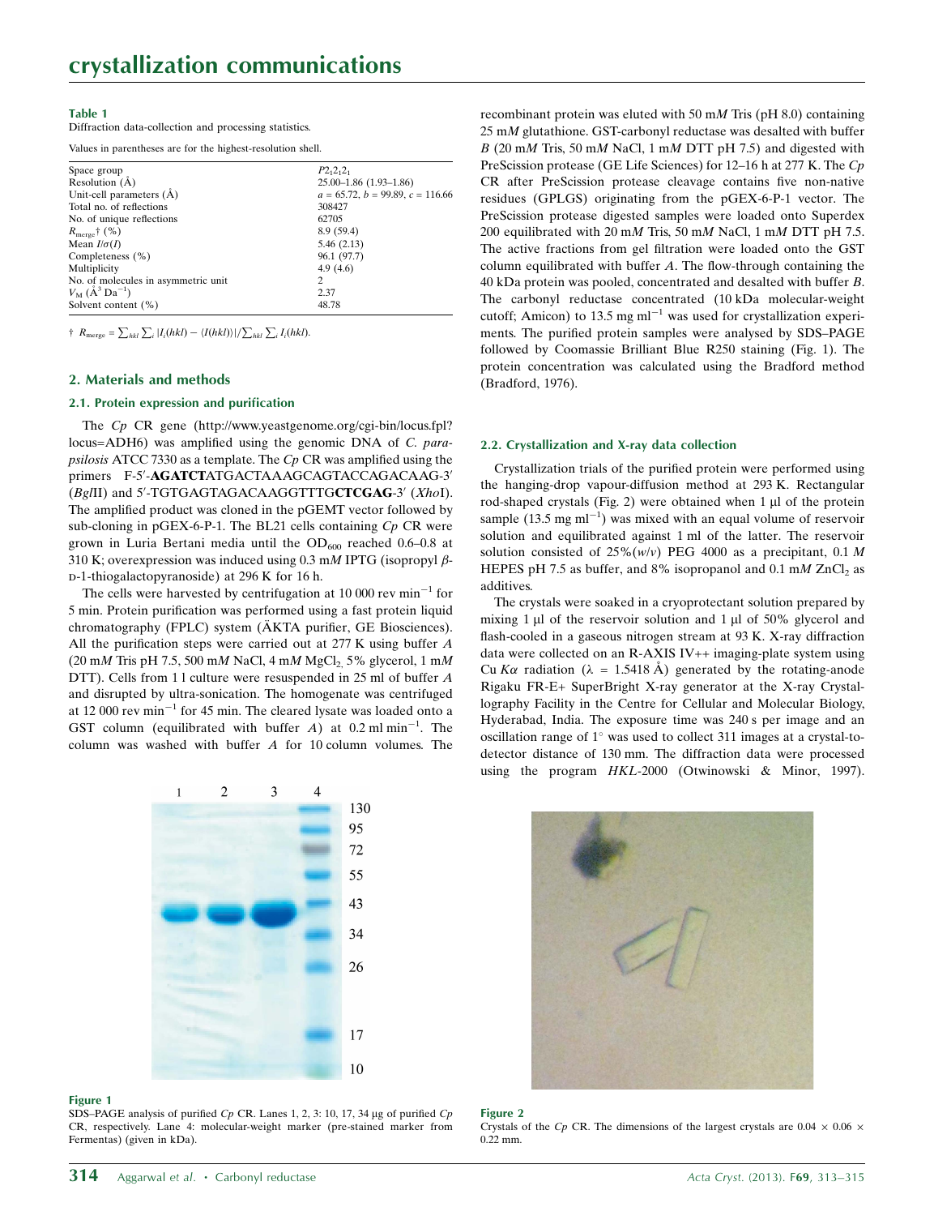**Table 1**
Diffraction data-collection and processing statistics.

Values in parentheses are for the highest-resolution shell.

| | |
|---|---|
| Space group | $P2_12_12_1$ |
| Resolution (Å) | 25.00–1.86 (1.93–1.86) |
| Unit-cell parameters (Å) | $a$ = 65.72, $b$ = 99.89, $c$ = 116.66 |
| Total no. of reflections | 308427 |
| No. of unique reflections | 62705 |
| $R_{merge}$† (%) | 8.9 (59.4) |
| Mean $I/\sigma(I)$ | 5.46 (2.13) |
| Completeness (%) | 96.1 (97.7) |
| Multiplicity | 4.9 (4.6) |
| No. of molecules in asymmetric unit | 2 |
| $V_M$ (Å$^3$ Da$^{-1}$) | 2.37 |
| Solvent content (%) | 48.78 |

† $R_{merge} = \sum_{hkl}\sum_i |I_i(hkl) - \langle I(hkl)\rangle| / \sum_{hkl}\sum_i I_i(hkl)$.

## 2. Materials and methods

### 2.1. Protein expression and purification

The *Cp* CR gene (http://www.yeastgenome.org/cgi-bin/locus.fpl?locus=ADH6) was amplified using the genomic DNA of *C. parapsilosis* ATCC 7330 as a template. The *Cp* CR was amplified using the primers F-5′-**AGATCT**ATGACTAAAGCAGTACCAGACAAG-3′ (*Bgl*II) and 5′-TGTGAGTAGACAAGGTTTG**CTCGAG**-3′ (*Xho*I). The amplified product was cloned in the pGEMT vector followed by sub-cloning in pGEX-6-P-1. The BL21 cells containing *Cp* CR were grown in Luria Bertani media until the $OD_{600}$ reached 0.6–0.8 at 310 K; overexpression was induced using 0.3 m*M* IPTG (isopropyl $\beta$-D-1-thiogalactopyranoside) at 296 K for 16 h.

The cells were harvested by centrifugation at 10 000 rev min$^{-1}$ for 5 min. Protein purification was performed using a fast protein liquid chromatography (FPLC) system (ÄKTA purifier, GE Biosciences). All the purification steps were carried out at 277 K using buffer *A* (20 m*M* Tris pH 7.5, 500 m*M* NaCl, 4 m*M* $MgCl_2$, 5% glycerol, 1 m*M* DTT). Cells from 1 l culture were resuspended in 25 ml of buffer *A* and disrupted by ultra-sonication. The homogenate was centrifuged at 12 000 rev min$^{-1}$ for 45 min. The cleared lysate was loaded onto a GST column (equilibrated with buffer *A*) at 0.2 ml min$^{-1}$. The column was washed with buffer *A* for 10 column volumes. The recombinant protein was eluted with 50 m*M* Tris (pH 8.0) containing 25 m*M* glutathione. GST-carbonyl reductase was desalted with buffer *B* (20 m*M* Tris, 50 m*M* NaCl, 1 m*M* DTT pH 7.5) and digested with PreScission protease (GE Life Sciences) for 12–16 h at 277 K. The *Cp* CR after PreScission protease cleavage contains five non-native residues (GPLGS) originating from the pGEX-6-P-1 vector. The PreScission protease digested samples were loaded onto Superdex 200 equilibrated with 20 m*M* Tris, 50 m*M* NaCl, 1 m*M* DTT pH 7.5. The active fractions from gel filtration were loaded onto the GST column equilibrated with buffer *A*. The flow-through containing the 40 kDa protein was pooled, concentrated and desalted with buffer *B*. The carbonyl reductase concentrated (10 kDa molecular-weight cutoff; Amicon) to 13.5 mg ml$^{-1}$ was used for crystallization experiments. The purified protein samples were analysed by SDS–PAGE followed by Coomassie Brilliant Blue R250 staining (Fig. 1). The protein concentration was calculated using the Bradford method (Bradford, 1976).

### 2.2. Crystallization and X-ray data collection

Crystallization trials of the purified protein were performed using the hanging-drop vapour-diffusion method at 293 K. Rectangular rod-shaped crystals (Fig. 2) were obtained when 1 µl of the protein sample (13.5 mg ml$^{-1}$) was mixed with an equal volume of reservoir solution and equilibrated against 1 ml of the latter. The reservoir solution consisted of 25%(*w*/*v*) PEG 4000 as a precipitant, 0.1 *M* HEPES pH 7.5 as buffer, and 8% isopropanol and 0.1 m*M* $ZnCl_2$ as additives.

The crystals were soaked in a cryoprotectant solution prepared by mixing 1 µl of the reservoir solution and 1 µl of 50% glycerol and flash-cooled in a gaseous nitrogen stream at 93 K. X-ray diffraction data were collected on an R-AXIS IV++ imaging-plate system using Cu $K\alpha$ radiation ($\lambda$ = 1.5418 Å) generated by the rotating-anode Rigaku FR-E+ SuperBright X-ray generator at the X-ray Crystallography Facility in the Centre for Cellular and Molecular Biology, Hyderabad, India. The exposure time was 240 s per image and an oscillation range of 1° was used to collect 311 images at a crystal-to-detector distance of 130 mm. The diffraction data were processed using the program *HKL*-2000 (Otwinowski & Minor, 1997).

**Figure 1**
SDS–PAGE analysis of purified *Cp* CR. Lanes 1, 2, 3: 10, 17, 34 µg of purified *Cp* CR, respectively. Lane 4: molecular-weight marker (pre-stained marker from Fermentas) (given in kDa).

**Figure 2**
Crystals of the *Cp* CR. The dimensions of the largest crystals are 0.04 × 0.06 × 0.22 mm.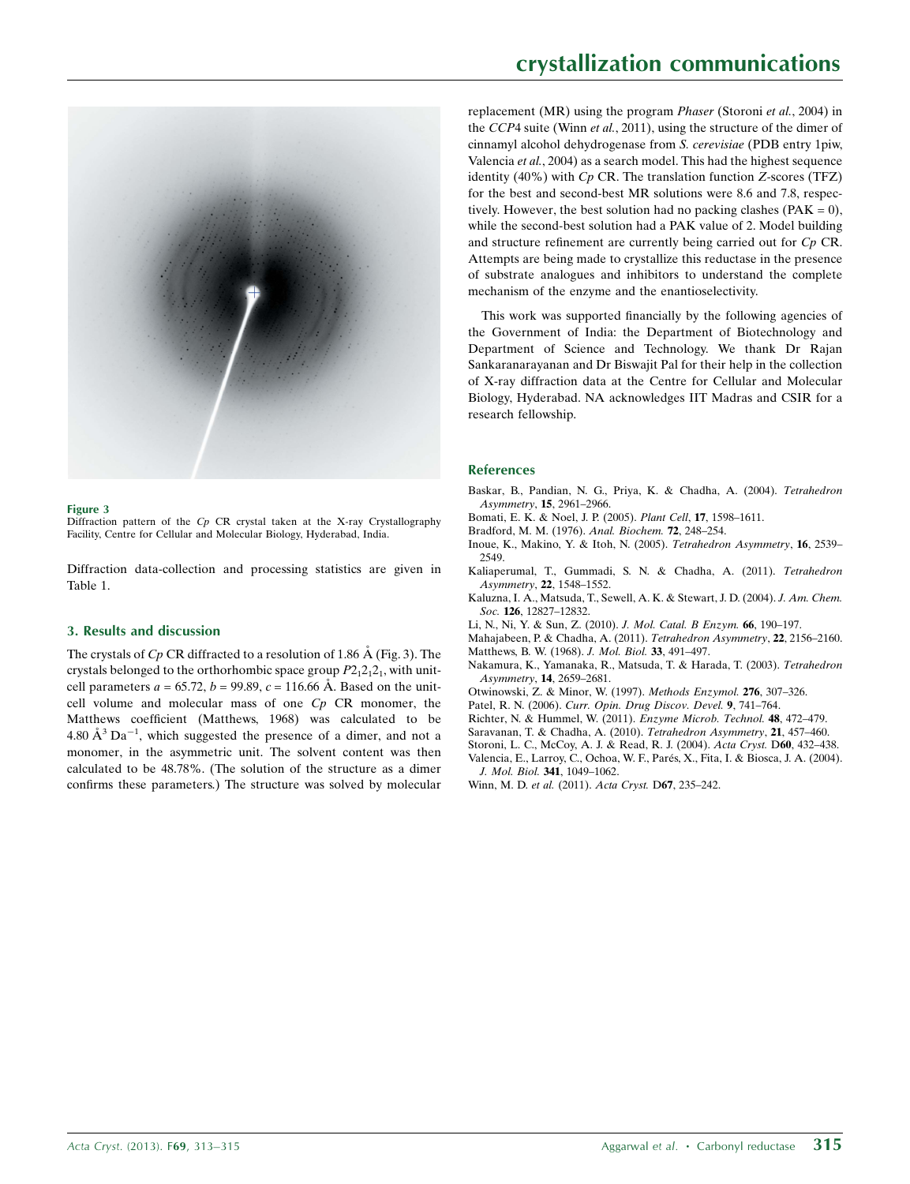**Figure 3**
Diffraction pattern of the *Cp* CR crystal taken at the X-ray Crystallography Facility, Centre for Cellular and Molecular Biology, Hyderabad, India.

Diffraction data-collection and processing statistics are given in Table 1.

### 3. Results and discussion

The crystals of *Cp* CR diffracted to a resolution of 1.86 Å (Fig. 3). The crystals belonged to the orthorhombic space group $P2_12_12_1$, with unit-cell parameters $a$ = 65.72, $b$ = 99.89, $c$ = 116.66 Å. Based on the unit-cell volume and molecular mass of one *Cp* CR monomer, the Matthews coefficient (Matthews, 1968) was calculated to be 4.80 Å$^3$ Da$^{-1}$, which suggested the presence of a dimer, and not a monomer, in the asymmetric unit. The solvent content was then calculated to be 48.78%. (The solution of the structure as a dimer confirms these parameters.) The structure was solved by molecular replacement (MR) using the program *Phaser* (Storoni *et al.*, 2004) in the *CCP*4 suite (Winn *et al.*, 2011), using the structure of the dimer of cinnamyl alcohol dehydrogenase from *S. cerevisiae* (PDB entry 1piw, Valencia *et al.*, 2004) as a search model. This had the highest sequence identity (40%) with *Cp* CR. The translation function *Z*-scores (TFZ) for the best and second-best MR solutions were 8.6 and 7.8, respectively. However, the best solution had no packing clashes (PAK = 0), while the second-best solution had a PAK value of 2. Model building and structure refinement are currently being carried out for *Cp* CR. Attempts are being made to crystallize this reductase in the presence of substrate analogues and inhibitors to understand the complete mechanism of the enzyme and the enantioselectivity.

This work was supported financially by the following agencies of the Government of India: the Department of Biotechnology and Department of Science and Technology. We thank Dr Rajan Sankaranarayanan and Dr Biswajit Pal for their help in the collection of X-ray diffraction data at the Centre for Cellular and Molecular Biology, Hyderabad. NA acknowledges IIT Madras and CSIR for a research fellowship.

### References

Baskar, B., Pandian, N. G., Priya, K. & Chadha, A. (2004). *Tetrahedron Asymmetry*, **15**, 2961–2966.
Bomati, E. K. & Noel, J. P. (2005). *Plant Cell*, **17**, 1598–1611.
Bradford, M. M. (1976). *Anal. Biochem.* **72**, 248–254.
Inoue, K., Makino, Y. & Itoh, N. (2005). *Tetrahedron Asymmetry*, **16**, 2539–2549.
Kaliaperumal, T., Gummadi, S. N. & Chadha, A. (2011). *Tetrahedron Asymmetry*, **22**, 1548–1552.
Kaluzna, I. A., Matsuda, T., Sewell, A. K. & Stewart, J. D. (2004). *J. Am. Chem. Soc.* **126**, 12827–12832.
Li, N., Ni, Y. & Sun, Z. (2010). *J. Mol. Catal. B Enzym.* **66**, 190–197.
Mahajabeen, P. & Chadha, A. (2011). *Tetrahedron Asymmetry*, **22**, 2156–2160.
Matthews, B. W. (1968). *J. Mol. Biol.* **33**, 491–497.
Nakamura, K., Yamanaka, R., Matsuda, T. & Harada, T. (2003). *Tetrahedron Asymmetry*, **14**, 2659–2681.
Otwinowski, Z. & Minor, W. (1997). *Methods Enzymol.* **276**, 307–326.
Patel, R. N. (2006). *Curr. Opin. Drug Discov. Devel.* **9**, 741–764.
Richter, N. & Hummel, W. (2011). *Enzyme Microb. Technol.* **48**, 472–479.
Saravanan, T. & Chadha, A. (2010). *Tetrahedron Asymmetry*, **21**, 457–460.
Storoni, L. C., McCoy, A. J. & Read, R. J. (2004). *Acta Cryst.* D**60**, 432–438.
Valencia, E., Larroy, C., Ochoa, W. F., Parés, X., Fita, I. & Biosca, J. A. (2004). *J. Mol. Biol.* **341**, 1049–1062.
Winn, M. D. *et al.* (2011). *Acta Cryst.* D**67**, 235–242.